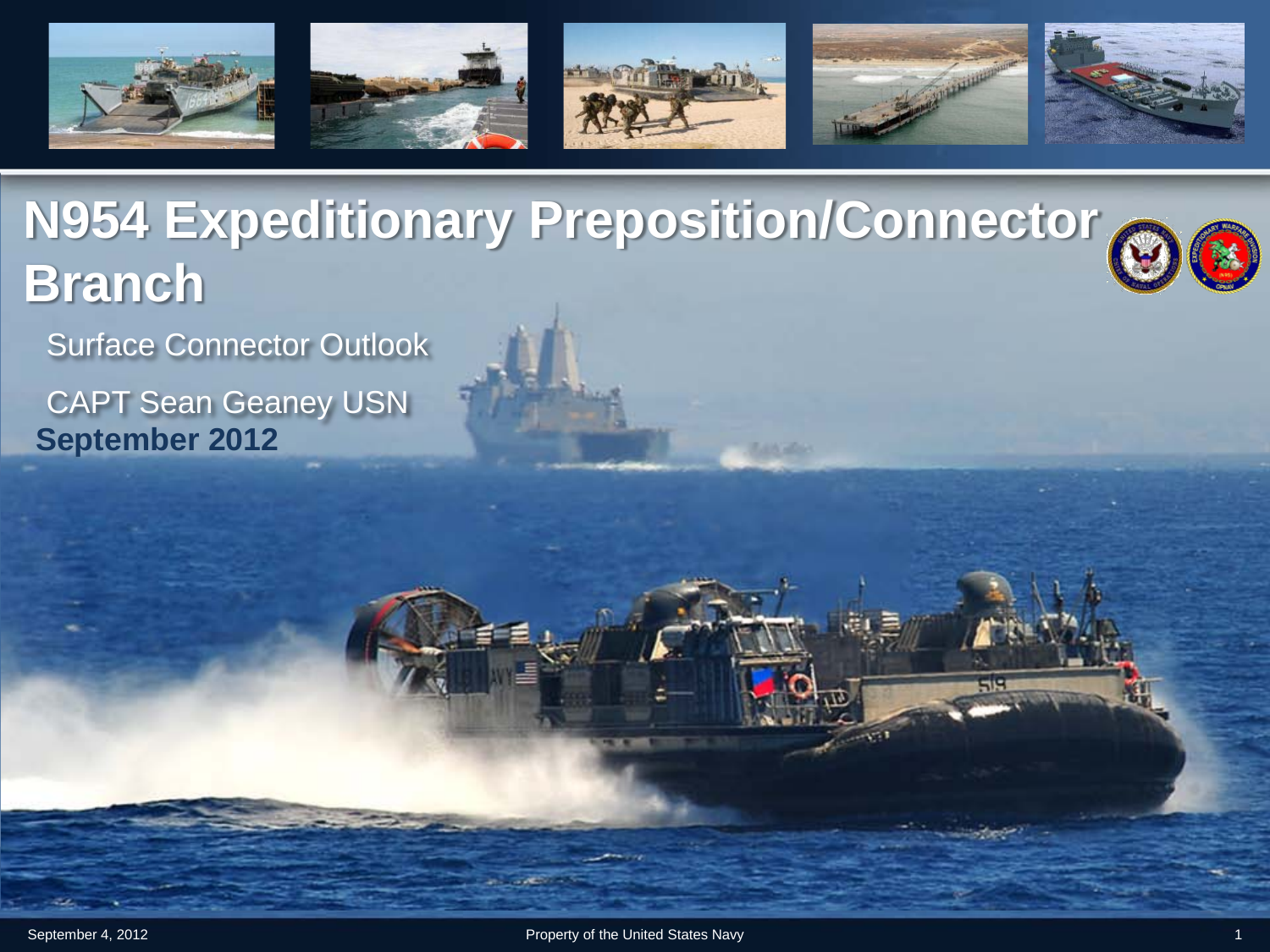# N954 Expeditionary Preposition/Connector Branch

Surface Connector Outlook

CAPT Sean Geaney USN

**September 2012**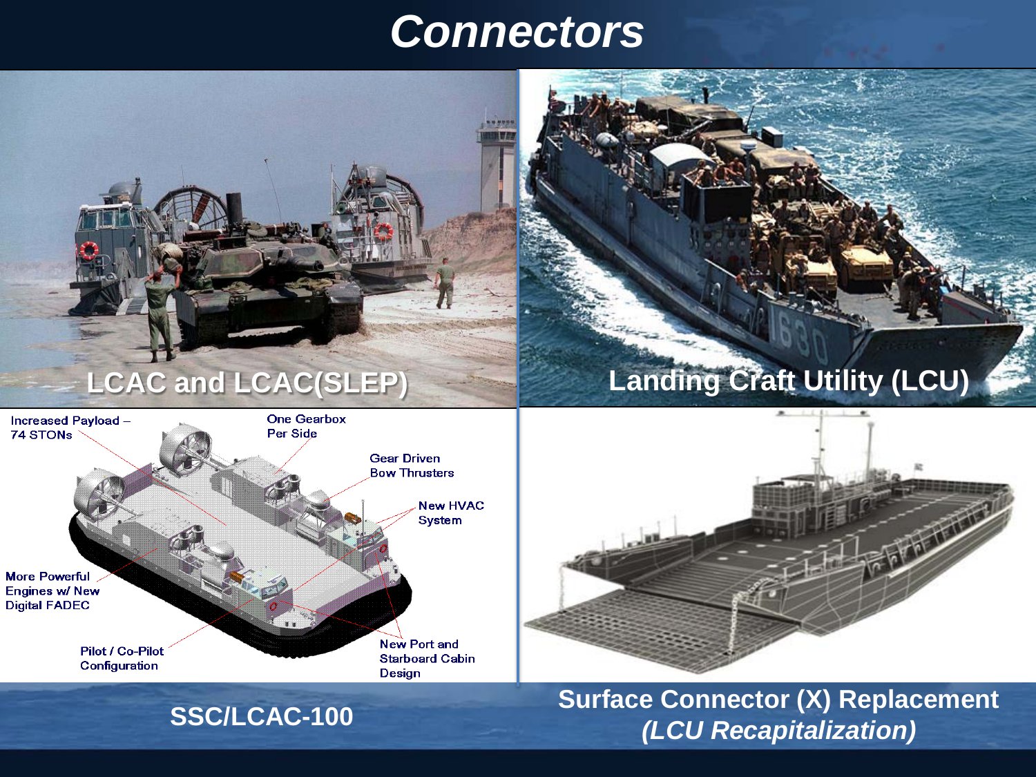# Connectors

LCAC and LCAC(SLEP)

Landing Craft Utility (LCU)

Increased Payload – 74 STONs

One Gearbox Per Side

Gear Driven Bow Thrusters

New HVAC System

More Powerful Engines w/ New Digital FADEC

Pilot / Co-Pilot Configuration

New Port and Starboard Cabin Design

SSC/LCAC-100

Surface Connector (X) Replacement *(LCU Recapitalization)*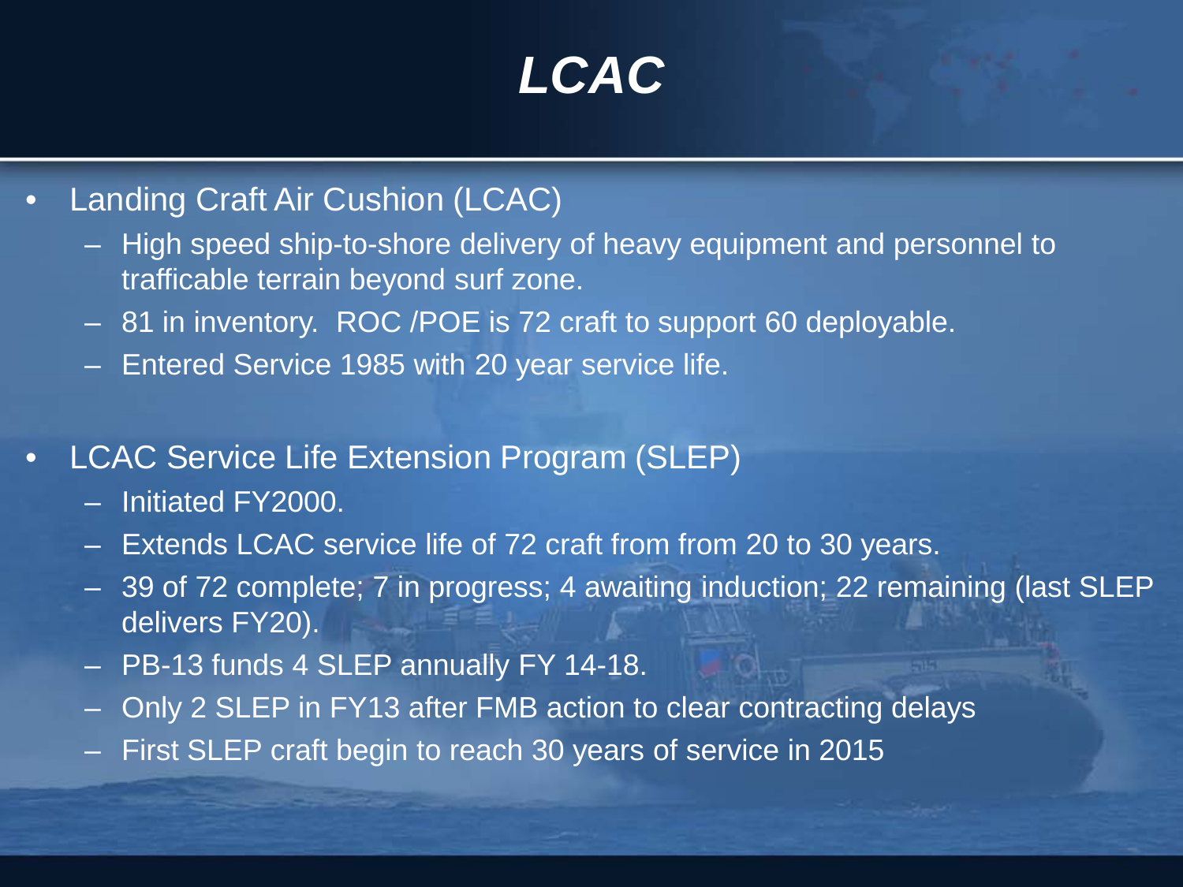# LCAC

- Landing Craft Air Cushion (LCAC)
  - High speed ship-to-shore delivery of heavy equipment and personnel to trafficable terrain beyond surf zone.
  - 81 in inventory. ROC /POE is 72 craft to support 60 deployable.
  - Entered Service 1985 with 20 year service life.

- LCAC Service Life Extension Program (SLEP)
  - Initiated FY2000.
  - Extends LCAC service life of 72 craft from from 20 to 30 years.
  - 39 of 72 complete; 7 in progress; 4 awaiting induction; 22 remaining (last SLEP delivers FY20).
  - PB-13 funds 4 SLEP annually FY 14-18.
  - Only 2 SLEP in FY13 after FMB action to clear contracting delays
  - First SLEP craft begin to reach 30 years of service in 2015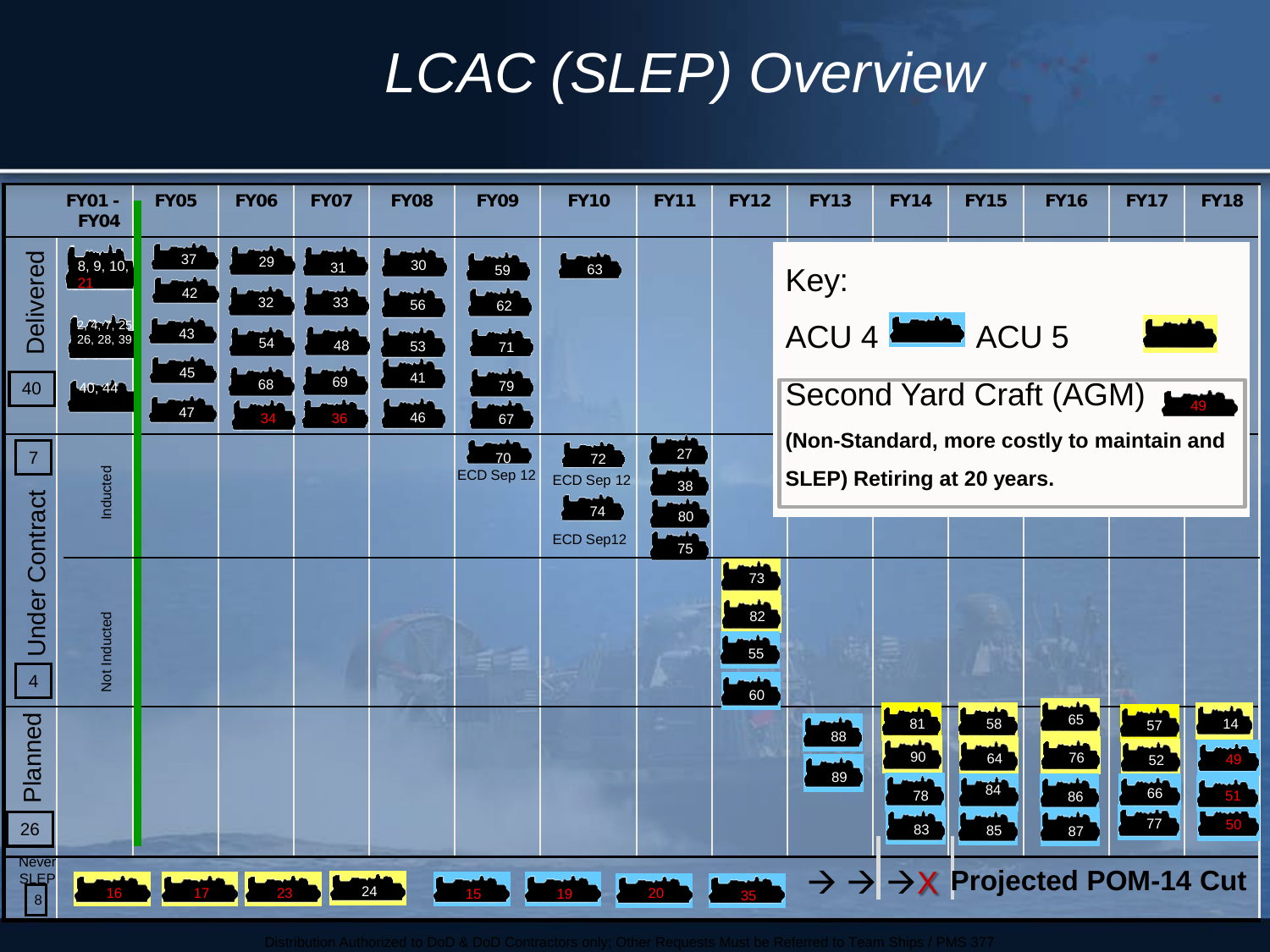# LCAC (SLEP) Overview

| | | FY01 - FY04 | FY05 | FY06 | FY07 | FY08 | FY09 | FY10 | FY11 | FY12 | FY13 | FY14 | FY15 | FY16 | FY17 | FY18 |
|---|---|---|---|---|---|---|---|---|---|---|---|---|---|---|---|---|
| Delivered (40) | | 8, 9, 10, 21; 2, 4, 7, 25, 26, 28, 39; 40, 44 | 37, 42, 43, 45, 47 | 29, 32, 54, 68, 34 | 31, 33, 48, 69, 36 | 30, 56, 53, 41, 46 | 59, 62, 71, 79, 67 | 63 | | | | | | | | |
| Under Contract (7) | Inducted | | | | | | 70 ECD Sep 12 | 72 ECD Sep 12; 74 ECD Sep12 | 27, 38, 80, 75 | | | | | | | |
| Under Contract (4) | Not Inducted | | | | | | | | | 73, 82, 55, 60 | | | | | | |
| Planned (26) | | | | | | | | | | | 88, 89 | 81, 90, 78, 83 | 58, 64, 84, 85 | 65, 76, 86, 87 | 57, 52, 66, 77 | 14, 49, 51, 50 |
| Never SLEP (8) | | 16 | 17 | 23 | 24 | 15 | 19 | 20 | 35 | | | | | | | |

→ → → X **Projected POM-14 Cut**

Key:

ACU 4 ACU 5

Second Yard Craft (AGM) 49

**(Non-Standard, more costly to maintain and SLEP) Retiring at 20 years.**

Distribution Authorized to DoD & DoD Contractors only; Other Requests Must be Referred to Team Ships / PMS 377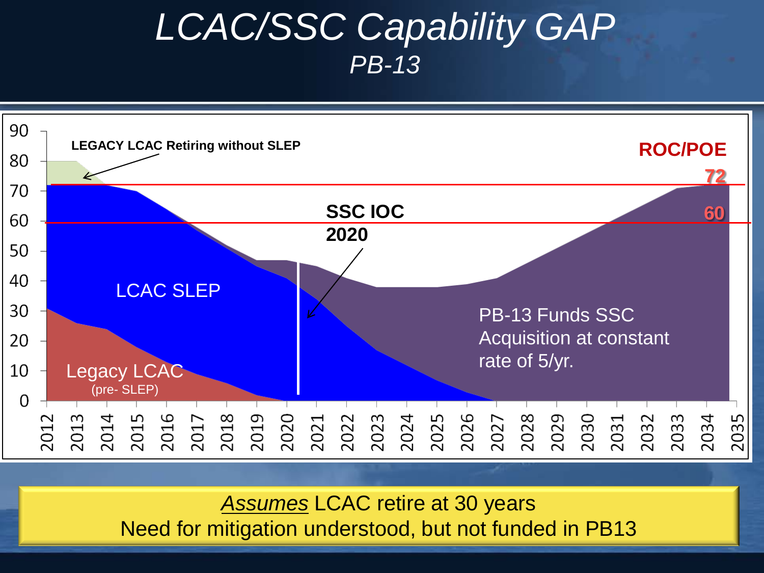# *LCAC/SSC Capability GAP*

## *PB-13*

LEGACY LCAC Retiring without SLEP

ROC/POE

72

60

SSC IOC 2020

LCAC SLEP

PB-13 Funds SSC Acquisition at constant rate of 5/yr.

Legacy LCAC (pre- SLEP)

90, 80, 70, 60, 50, 40, 30, 20, 10, 0

2012, 2013, 2014, 2015, 2016, 2017, 2018, 2019, 2020, 2021, 2022, 2023, 2024, 2025, 2026, 2027, 2028, 2029, 2030, 2031, 2032, 2033, 2034, 2035

*Assumes* LCAC retire at 30 years
Need for mitigation understood, but not funded in PB13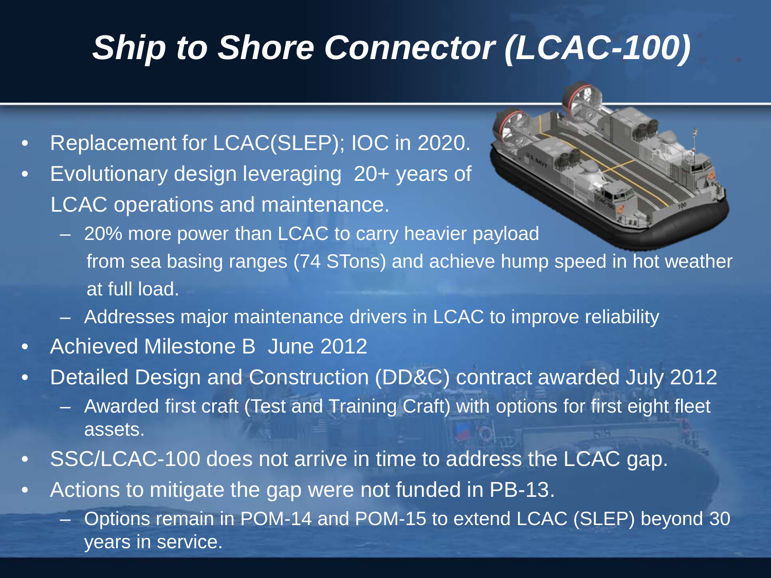# Ship to Shore Connector (LCAC-100)

- Replacement for LCAC(SLEP); IOC in 2020.
- Evolutionary design leveraging 20+ years of LCAC operations and maintenance.
  - 20% more power than LCAC to carry heavier payload from sea basing ranges (74 STons) and achieve hump speed in hot weather at full load.
  - Addresses major maintenance drivers in LCAC to improve reliability
- Achieved Milestone B June 2012
- Detailed Design and Construction (DD&C) contract awarded July 2012
  - Awarded first craft (Test and Training Craft) with options for first eight fleet assets.
- SSC/LCAC-100 does not arrive in time to address the LCAC gap.
- Actions to mitigate the gap were not funded in PB-13.
  - Options remain in POM-14 and POM-15 to extend LCAC (SLEP) beyond 30 years in service.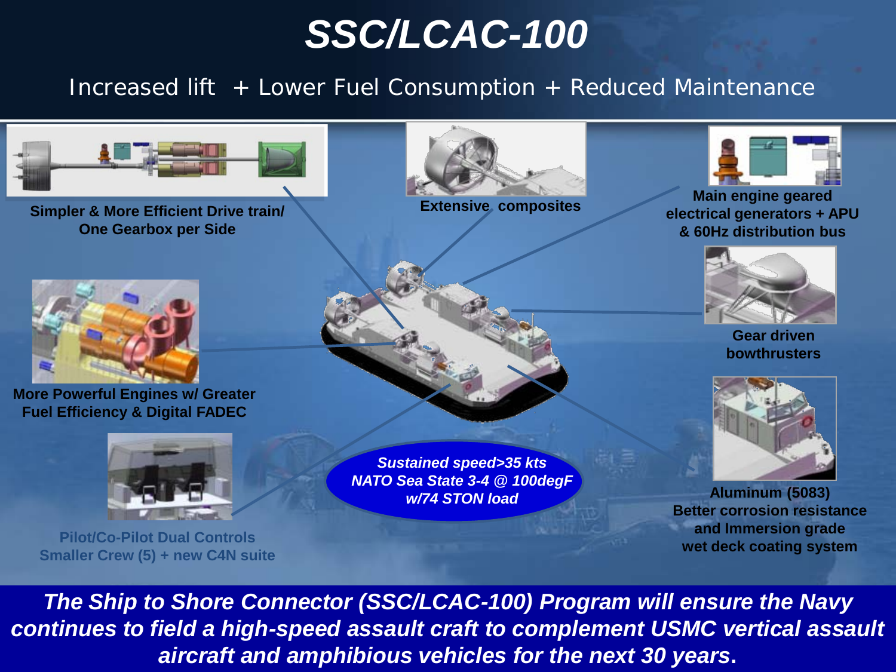# SSC/LCAC-100

Increased lift + Lower Fuel Consumption + Reduced Maintenance

**Simpler & More Efficient Drive train/ One Gearbox per Side**

**Extensive composites**

**Main engine geared electrical generators + APU & 60Hz distribution bus**

**More Powerful Engines w/ Greater Fuel Efficiency & Digital FADEC**

**Gear driven bowthrusters**

***Sustained speed>35 kts NATO Sea State 3-4 @ 100degF w/74 STON load***

**Pilot/Co-Pilot Dual Controls Smaller Crew (5) + new C4N suite**

**Aluminum (5083) Better corrosion resistance and Immersion grade wet deck coating system**

***The Ship to Shore Connector (SSC/LCAC-100) Program will ensure the Navy continues to field a high-speed assault craft to complement USMC vertical assault aircraft and amphibious vehicles for the next 30 years.***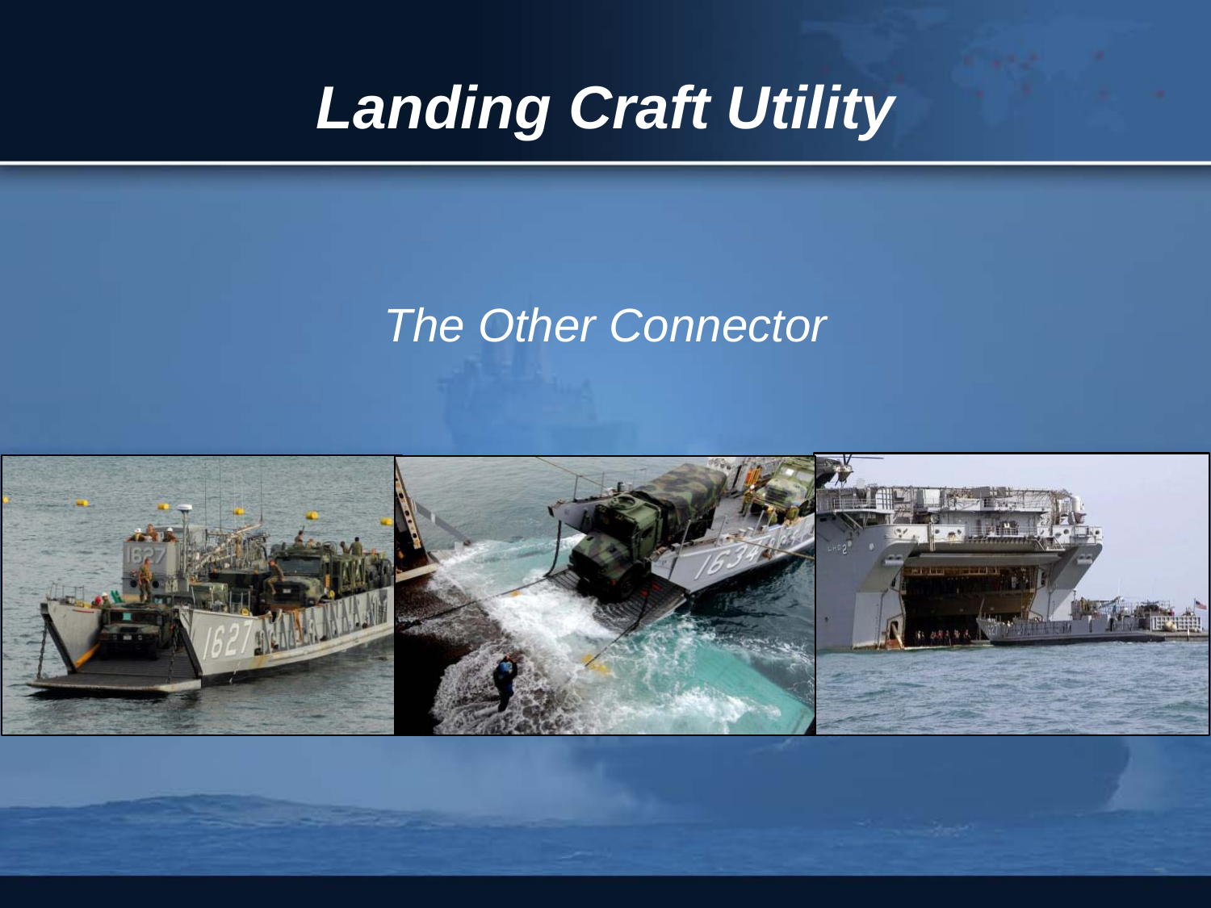# Landing Craft Utility

*The Other Connector*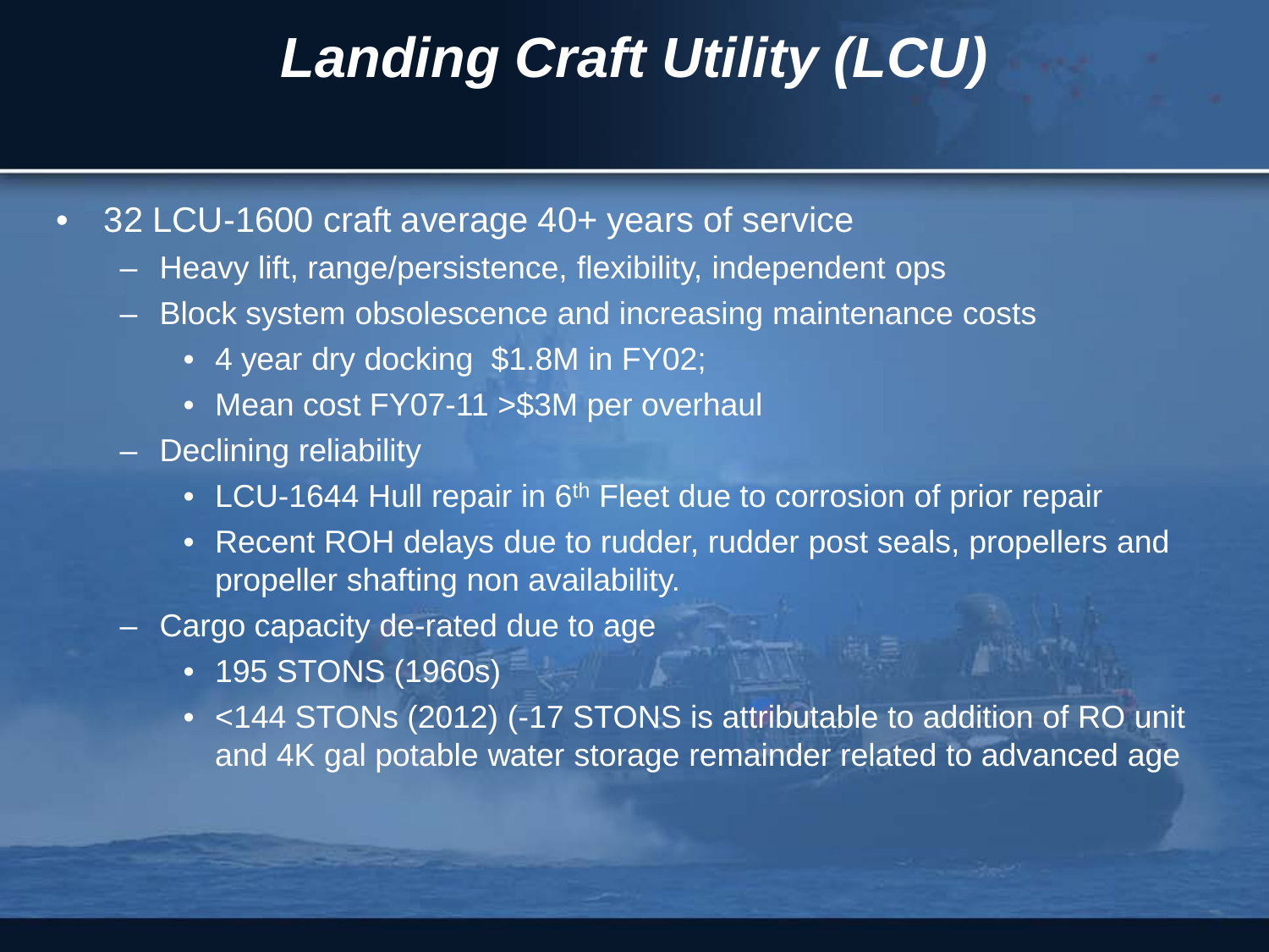# *Landing Craft Utility (LCU)*

- 32 LCU-1600 craft average 40+ years of service
  - Heavy lift, range/persistence, flexibility, independent ops
  - Block system obsolescence and increasing maintenance costs
    - 4 year dry docking $1.8M in FY02;
    - Mean cost FY07-11 >$3M per overhaul
  - Declining reliability
    - LCU-1644 Hull repair in 6th Fleet due to corrosion of prior repair
    - Recent ROH delays due to rudder, rudder post seals, propellers and propeller shafting non availability.
  - Cargo capacity de-rated due to age
    - 195 STONS (1960s)
    - <144 STONs (2012) (-17 STONS is attributable to addition of RO unit and 4K gal potable water storage remainder related to advanced age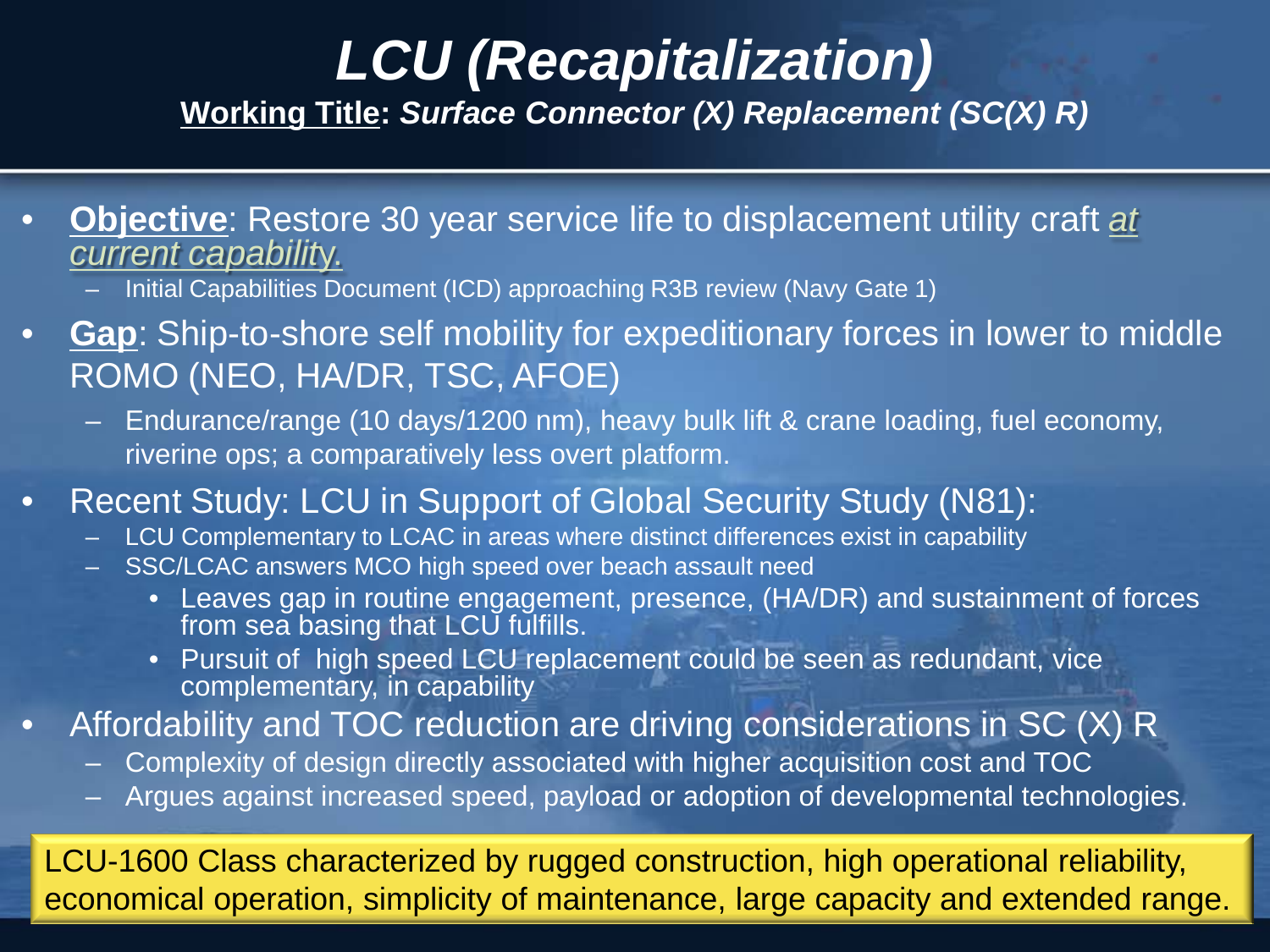# *LCU (Recapitalization)*

**<u>Working Title</u>: *Surface Connector (X) Replacement (SC(X) R)***

- **<u>Objective</u>**: Restore 30 year service life to displacement utility craft *<u>at current capability.</u>*
  - Initial Capabilities Document (ICD) approaching R3B review (Navy Gate 1)
- **<u>Gap</u>**: Ship-to-shore self mobility for expeditionary forces in lower to middle ROMO (NEO, HA/DR, TSC, AFOE)
  - Endurance/range (10 days/1200 nm), heavy bulk lift & crane loading, fuel economy, riverine ops; a comparatively less overt platform.
- Recent Study: LCU in Support of Global Security Study (N81):
  - LCU Complementary to LCAC in areas where distinct differences exist in capability
  - SSC/LCAC answers MCO high speed over beach assault need
    - Leaves gap in routine engagement, presence, (HA/DR) and sustainment of forces from sea basing that LCU fulfills.
    - Pursuit of high speed LCU replacement could be seen as redundant, vice complementary, in capability
- Affordability and TOC reduction are driving considerations in SC (X) R
  - Complexity of design directly associated with higher acquisition cost and TOC
  - Argues against increased speed, payload or adoption of developmental technologies.

LCU-1600 Class characterized by rugged construction, high operational reliability, economical operation, simplicity of maintenance, large capacity and extended range.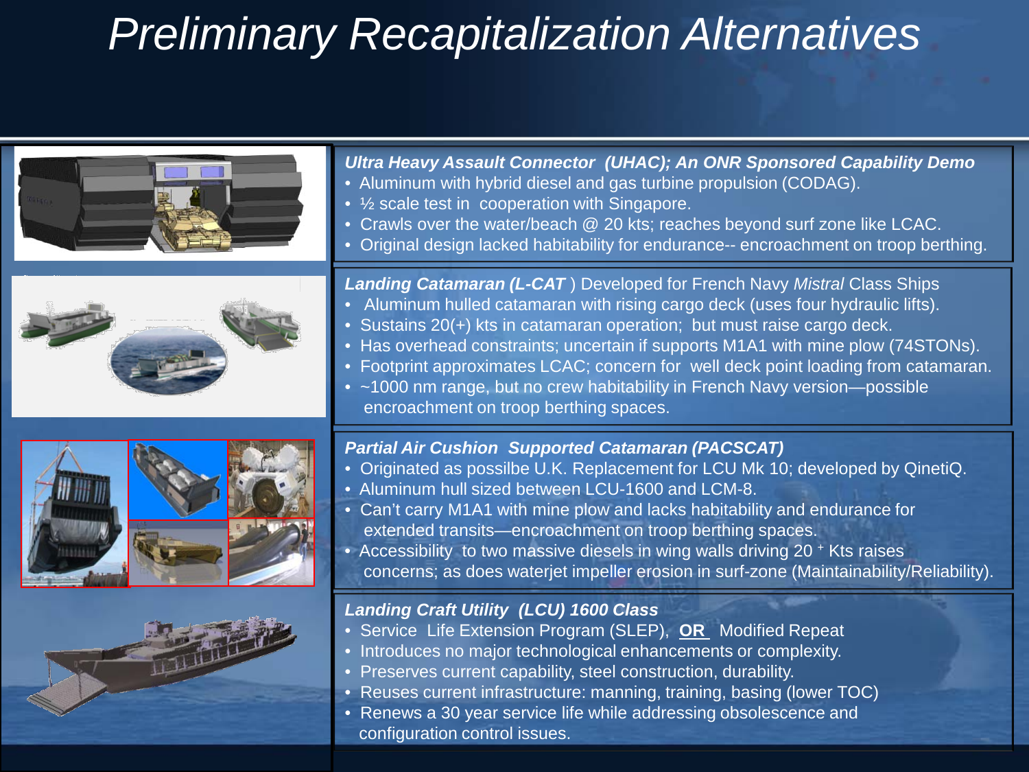# Preliminary Recapitalization Alternatives

***Ultra Heavy Assault Connector (UHAC); An ONR Sponsored Capability Demo***

- Aluminum with hybrid diesel and gas turbine propulsion (CODAG).
- ½ scale test in cooperation with Singapore.
- Crawls over the water/beach @ 20 kts; reaches beyond surf zone like LCAC.
- Original design lacked habitability for endurance-- encroachment on troop berthing.

***Landing Catamaran (L-CAT*** ) Developed for French Navy *Mistral* Class Ships

- Aluminum hulled catamaran with rising cargo deck (uses four hydraulic lifts).
- Sustains 20(+) kts in catamaran operation; but must raise cargo deck.
- Has overhead constraints; uncertain if supports M1A1 with mine plow (74STONs).
- Footprint approximates LCAC; concern for well deck point loading from catamaran.
- ~1000 nm range, but no crew habitability in French Navy version—possible encroachment on troop berthing spaces.

***Partial Air Cushion Supported Catamaran (PACSCAT)***

- Originated as possilbe U.K. Replacement for LCU Mk 10; developed by QinetiQ.
- Aluminum hull sized between LCU-1600 and LCM-8.
- Can't carry M1A1 with mine plow and lacks habitability and endurance for extended transits—encroachment on troop berthing spaces.
- Accessibility to two massive diesels in wing walls driving 20 $^{+}$ Kts raises concerns; as does waterjet impeller erosion in surf-zone (Maintainability/Reliability).

***Landing Craft Utility (LCU) 1600 Class***

- Service Life Extension Program (SLEP), **OR** Modified Repeat
- Introduces no major technological enhancements or complexity.
- Preserves current capability, steel construction, durability.
- Reuses current infrastructure: manning, training, basing (lower TOC)
- Renews a 30 year service life while addressing obsolescence and configuration control issues.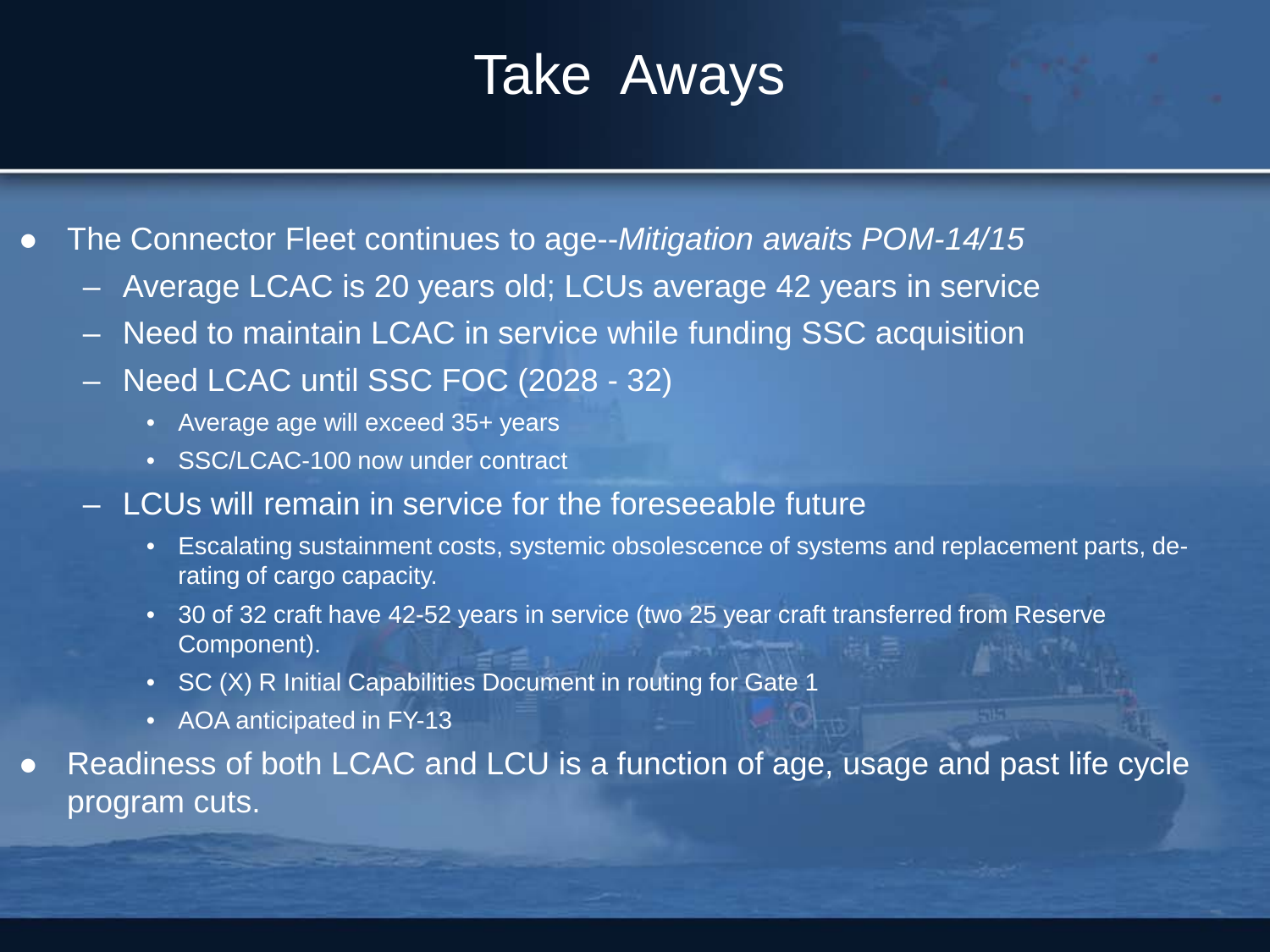# Take Aways

- The Connector Fleet continues to age--*Mitigation awaits POM-14/15*
  - Average LCAC is 20 years old; LCUs average 42 years in service
  - Need to maintain LCAC in service while funding SSC acquisition
  - Need LCAC until SSC FOC (2028 - 32)
    - Average age will exceed 35+ years
    - SSC/LCAC-100 now under contract
  - LCUs will remain in service for the foreseeable future
    - Escalating sustainment costs, systemic obsolescence of systems and replacement parts, de-rating of cargo capacity.
    - 30 of 32 craft have 42-52 years in service (two 25 year craft transferred from Reserve Component).
    - SC (X) R Initial Capabilities Document in routing for Gate 1
    - AOA anticipated in FY-13
- Readiness of both LCAC and LCU is a function of age, usage and past life cycle program cuts.